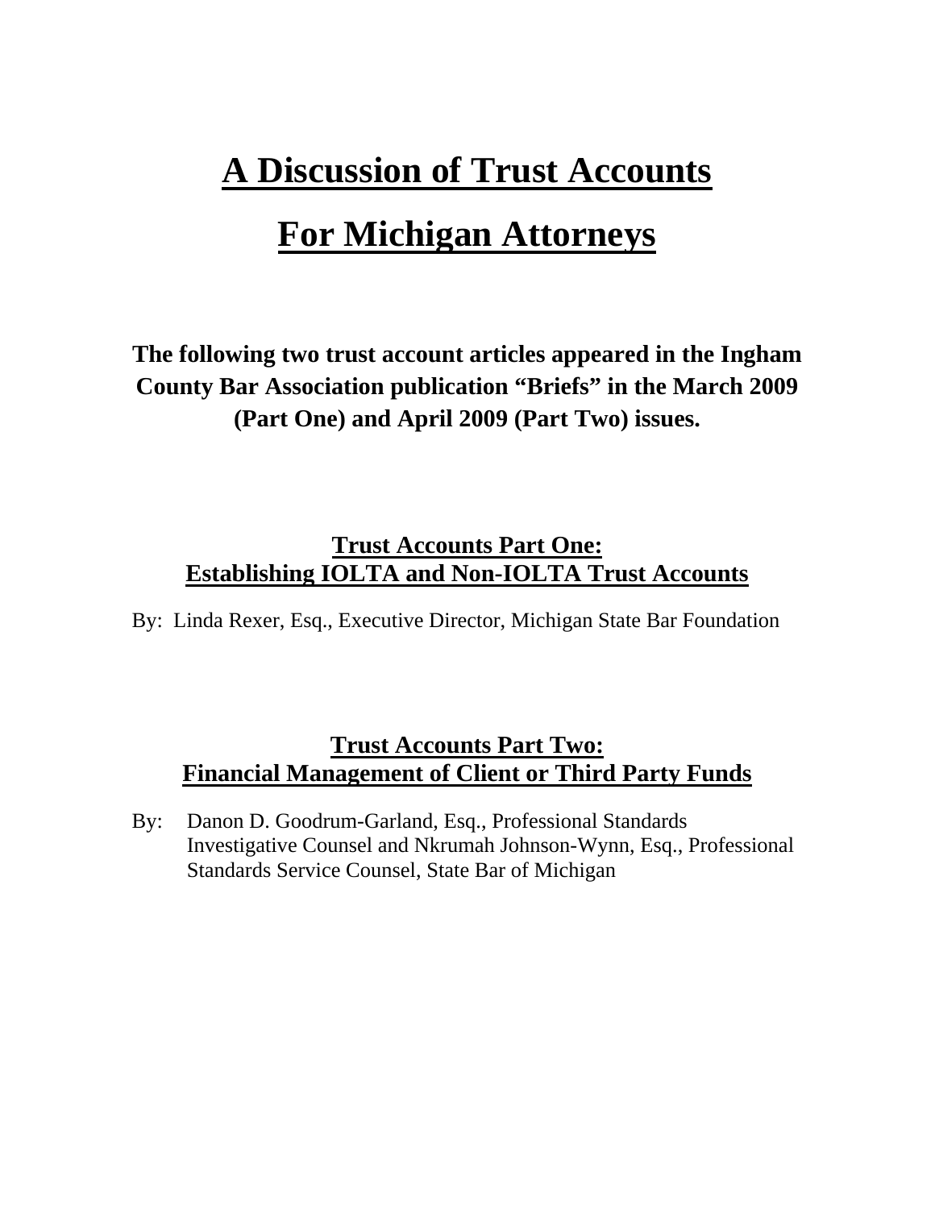# A Discussion of Trust Accounts

# For Michigan Attorneys

**The following two trust account articles appeared in the Ingham County Bar Association publication "Briefs" in the March 2009 (Part One) and April 2009 (Part Two) issues.**

## Trust Accounts Part One: Establishing IOLTA and Non-IOLTA Trust Accounts

By: Linda Rexer, Esq., Executive Director, Michigan State Bar Foundation

## Trust Accounts Part Two: Financial Management of Client or Third Party Funds

By: Danon D. Goodrum-Garland, Esq., Professional Standards Investigative Counsel and Nkrumah Johnson-Wynn, Esq., Professional Standards Service Counsel, State Bar of Michigan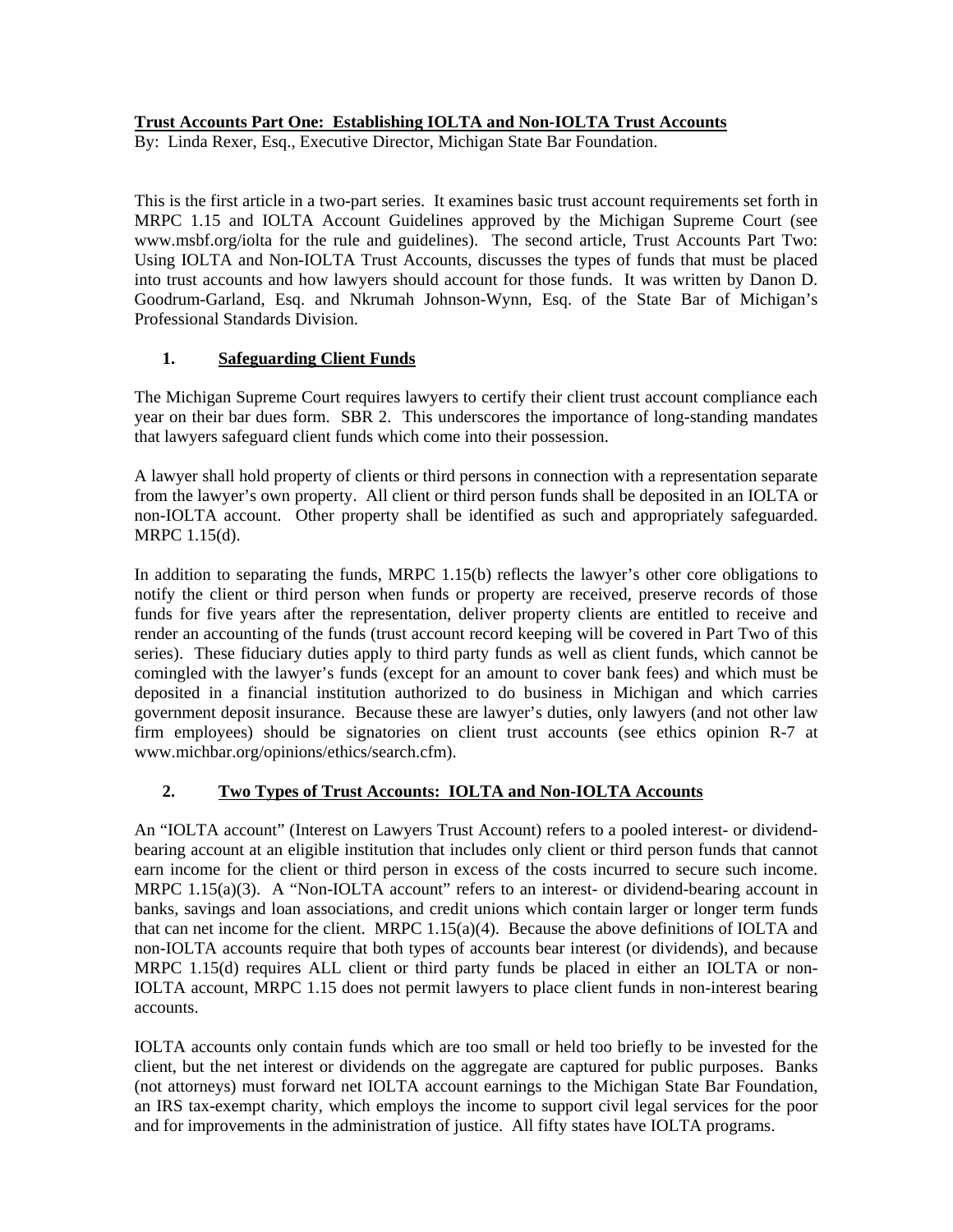**Trust Accounts Part One: Establishing IOLTA and Non-IOLTA Trust Accounts**

By: Linda Rexer, Esq., Executive Director, Michigan State Bar Foundation.

This is the first article in a two-part series. It examines basic trust account requirements set forth in MRPC 1.15 and IOLTA Account Guidelines approved by the Michigan Supreme Court (see www.msbf.org/iolta for the rule and guidelines). The second article, Trust Accounts Part Two: Using IOLTA and Non-IOLTA Trust Accounts, discusses the types of funds that must be placed into trust accounts and how lawyers should account for those funds. It was written by Danon D. Goodrum-Garland, Esq. and Nkrumah Johnson-Wynn, Esq. of the State Bar of Michigan's Professional Standards Division.

## 1. Safeguarding Client Funds

The Michigan Supreme Court requires lawyers to certify their client trust account compliance each year on their bar dues form. SBR 2. This underscores the importance of long-standing mandates that lawyers safeguard client funds which come into their possession.

A lawyer shall hold property of clients or third persons in connection with a representation separate from the lawyer's own property. All client or third person funds shall be deposited in an IOLTA or non-IOLTA account. Other property shall be identified as such and appropriately safeguarded. MRPC 1.15(d).

In addition to separating the funds, MRPC 1.15(b) reflects the lawyer's other core obligations to notify the client or third person when funds or property are received, preserve records of those funds for five years after the representation, deliver property clients are entitled to receive and render an accounting of the funds (trust account record keeping will be covered in Part Two of this series). These fiduciary duties apply to third party funds as well as client funds, which cannot be comingled with the lawyer's funds (except for an amount to cover bank fees) and which must be deposited in a financial institution authorized to do business in Michigan and which carries government deposit insurance. Because these are lawyer's duties, only lawyers (and not other law firm employees) should be signatories on client trust accounts (see ethics opinion R-7 at www.michbar.org/opinions/ethics/search.cfm).

## 2. Two Types of Trust Accounts: IOLTA and Non-IOLTA Accounts

An "IOLTA account" (Interest on Lawyers Trust Account) refers to a pooled interest- or dividend-bearing account at an eligible institution that includes only client or third person funds that cannot earn income for the client or third person in excess of the costs incurred to secure such income. MRPC 1.15(a)(3). A "Non-IOLTA account" refers to an interest- or dividend-bearing account in banks, savings and loan associations, and credit unions which contain larger or longer term funds that can net income for the client. MRPC 1.15(a)(4). Because the above definitions of IOLTA and non-IOLTA accounts require that both types of accounts bear interest (or dividends), and because MRPC 1.15(d) requires ALL client or third party funds be placed in either an IOLTA or non-IOLTA account, MRPC 1.15 does not permit lawyers to place client funds in non-interest bearing accounts.

IOLTA accounts only contain funds which are too small or held too briefly to be invested for the client, but the net interest or dividends on the aggregate are captured for public purposes. Banks (not attorneys) must forward net IOLTA account earnings to the Michigan State Bar Foundation, an IRS tax-exempt charity, which employs the income to support civil legal services for the poor and for improvements in the administration of justice. All fifty states have IOLTA programs.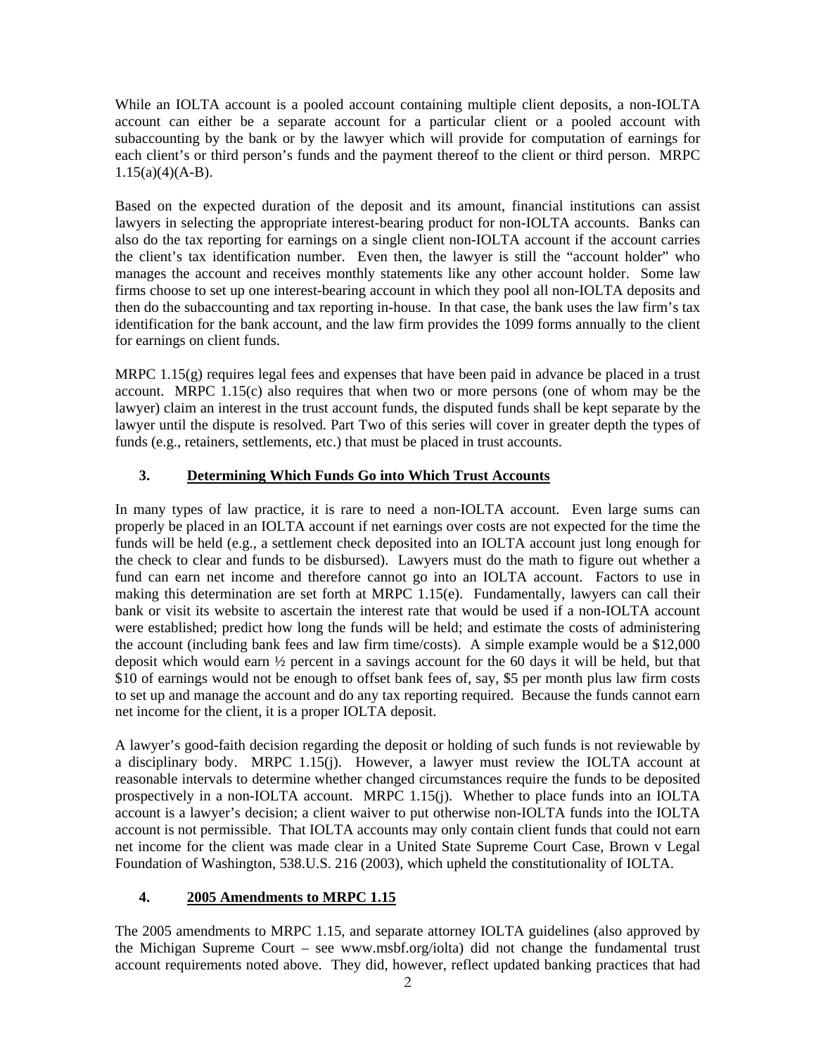While an IOLTA account is a pooled account containing multiple client deposits, a non-IOLTA account can either be a separate account for a particular client or a pooled account with subaccounting by the bank or by the lawyer which will provide for computation of earnings for each client's or third person's funds and the payment thereof to the client or third person. MRPC 1.15(a)(4)(A-B).

Based on the expected duration of the deposit and its amount, financial institutions can assist lawyers in selecting the appropriate interest-bearing product for non-IOLTA accounts. Banks can also do the tax reporting for earnings on a single client non-IOLTA account if the account carries the client's tax identification number. Even then, the lawyer is still the "account holder" who manages the account and receives monthly statements like any other account holder. Some law firms choose to set up one interest-bearing account in which they pool all non-IOLTA deposits and then do the subaccounting and tax reporting in-house. In that case, the bank uses the law firm's tax identification for the bank account, and the law firm provides the 1099 forms annually to the client for earnings on client funds.

MRPC 1.15(g) requires legal fees and expenses that have been paid in advance be placed in a trust account. MRPC 1.15(c) also requires that when two or more persons (one of whom may be the lawyer) claim an interest in the trust account funds, the disputed funds shall be kept separate by the lawyer until the dispute is resolved. Part Two of this series will cover in greater depth the types of funds (e.g., retainers, settlements, etc.) that must be placed in trust accounts.

## 3. Determining Which Funds Go into Which Trust Accounts

In many types of law practice, it is rare to need a non-IOLTA account. Even large sums can properly be placed in an IOLTA account if net earnings over costs are not expected for the time the funds will be held (e.g., a settlement check deposited into an IOLTA account just long enough for the check to clear and funds to be disbursed). Lawyers must do the math to figure out whether a fund can earn net income and therefore cannot go into an IOLTA account. Factors to use in making this determination are set forth at MRPC 1.15(e). Fundamentally, lawyers can call their bank or visit its website to ascertain the interest rate that would be used if a non-IOLTA account were established; predict how long the funds will be held; and estimate the costs of administering the account (including bank fees and law firm time/costs). A simple example would be a $12,000 deposit which would earn ½ percent in a savings account for the 60 days it will be held, but that $10 of earnings would not be enough to offset bank fees of, say, $5 per month plus law firm costs to set up and manage the account and do any tax reporting required. Because the funds cannot earn net income for the client, it is a proper IOLTA deposit.

A lawyer's good-faith decision regarding the deposit or holding of such funds is not reviewable by a disciplinary body. MRPC 1.15(j). However, a lawyer must review the IOLTA account at reasonable intervals to determine whether changed circumstances require the funds to be deposited prospectively in a non-IOLTA account. MRPC 1.15(j). Whether to place funds into an IOLTA account is a lawyer's decision; a client waiver to put otherwise non-IOLTA funds into the IOLTA account is not permissible. That IOLTA accounts may only contain client funds that could not earn net income for the client was made clear in a United State Supreme Court Case, Brown v Legal Foundation of Washington, 538.U.S. 216 (2003), which upheld the constitutionality of IOLTA.

## 4. 2005 Amendments to MRPC 1.15

The 2005 amendments to MRPC 1.15, and separate attorney IOLTA guidelines (also approved by the Michigan Supreme Court – see www.msbf.org/iolta) did not change the fundamental trust account requirements noted above. They did, however, reflect updated banking practices that had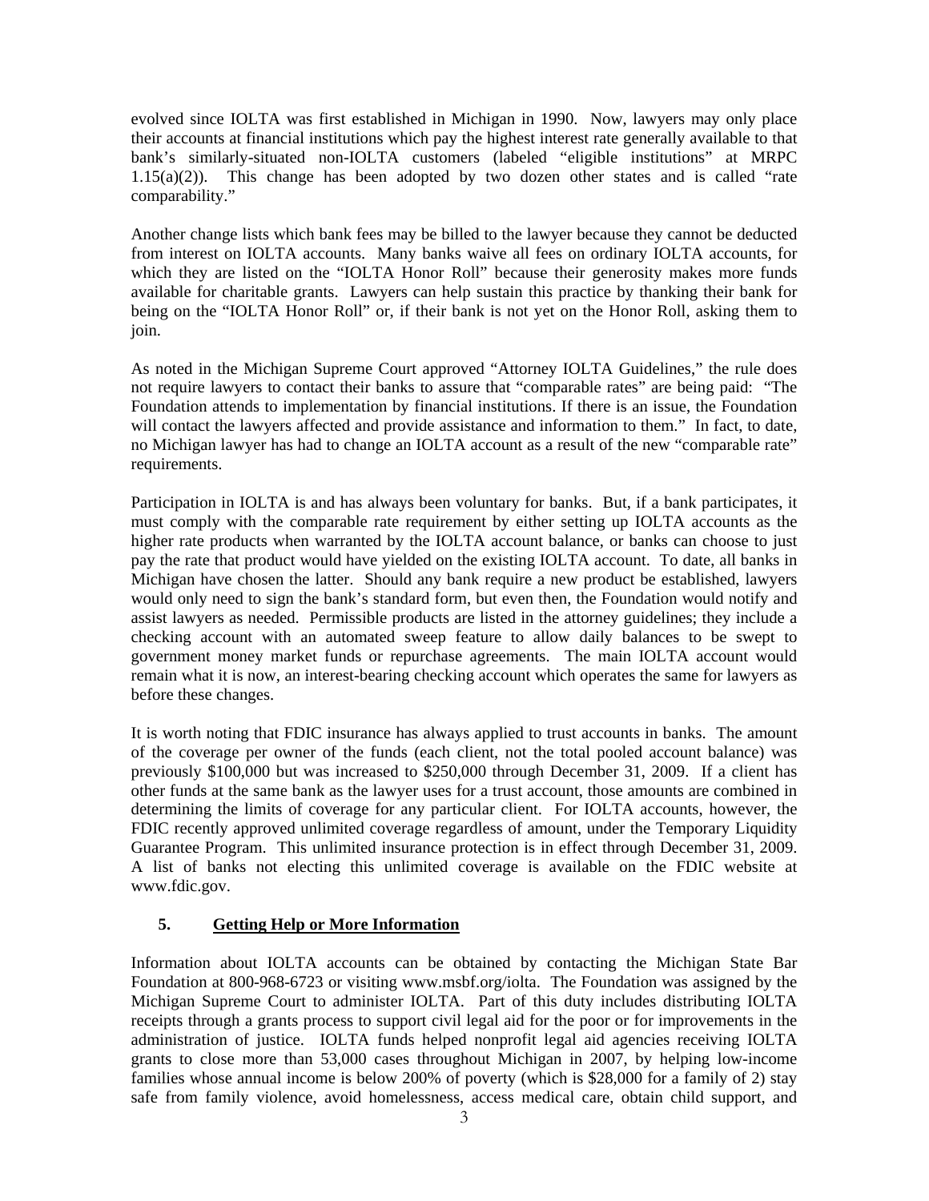evolved since IOLTA was first established in Michigan in 1990. Now, lawyers may only place their accounts at financial institutions which pay the highest interest rate generally available to that bank's similarly-situated non-IOLTA customers (labeled "eligible institutions" at MRPC 1.15(a)(2)). This change has been adopted by two dozen other states and is called "rate comparability."

Another change lists which bank fees may be billed to the lawyer because they cannot be deducted from interest on IOLTA accounts. Many banks waive all fees on ordinary IOLTA accounts, for which they are listed on the "IOLTA Honor Roll" because their generosity makes more funds available for charitable grants. Lawyers can help sustain this practice by thanking their bank for being on the "IOLTA Honor Roll" or, if their bank is not yet on the Honor Roll, asking them to join.

As noted in the Michigan Supreme Court approved "Attorney IOLTA Guidelines," the rule does not require lawyers to contact their banks to assure that "comparable rates" are being paid: "The Foundation attends to implementation by financial institutions. If there is an issue, the Foundation will contact the lawyers affected and provide assistance and information to them." In fact, to date, no Michigan lawyer has had to change an IOLTA account as a result of the new "comparable rate" requirements.

Participation in IOLTA is and has always been voluntary for banks. But, if a bank participates, it must comply with the comparable rate requirement by either setting up IOLTA accounts as the higher rate products when warranted by the IOLTA account balance, or banks can choose to just pay the rate that product would have yielded on the existing IOLTA account. To date, all banks in Michigan have chosen the latter. Should any bank require a new product be established, lawyers would only need to sign the bank's standard form, but even then, the Foundation would notify and assist lawyers as needed. Permissible products are listed in the attorney guidelines; they include a checking account with an automated sweep feature to allow daily balances to be swept to government money market funds or repurchase agreements. The main IOLTA account would remain what it is now, an interest-bearing checking account which operates the same for lawyers as before these changes.

It is worth noting that FDIC insurance has always applied to trust accounts in banks. The amount of the coverage per owner of the funds (each client, not the total pooled account balance) was previously $100,000 but was increased to $250,000 through December 31, 2009. If a client has other funds at the same bank as the lawyer uses for a trust account, those amounts are combined in determining the limits of coverage for any particular client. For IOLTA accounts, however, the FDIC recently approved unlimited coverage regardless of amount, under the Temporary Liquidity Guarantee Program. This unlimited insurance protection is in effect through December 31, 2009. A list of banks not electing this unlimited coverage is available on the FDIC website at www.fdic.gov.

## 5. Getting Help or More Information

Information about IOLTA accounts can be obtained by contacting the Michigan State Bar Foundation at 800-968-6723 or visiting www.msbf.org/iolta. The Foundation was assigned by the Michigan Supreme Court to administer IOLTA. Part of this duty includes distributing IOLTA receipts through a grants process to support civil legal aid for the poor or for improvements in the administration of justice. IOLTA funds helped nonprofit legal aid agencies receiving IOLTA grants to close more than 53,000 cases throughout Michigan in 2007, by helping low-income families whose annual income is below 200% of poverty (which is $28,000 for a family of 2) stay safe from family violence, avoid homelessness, access medical care, obtain child support, and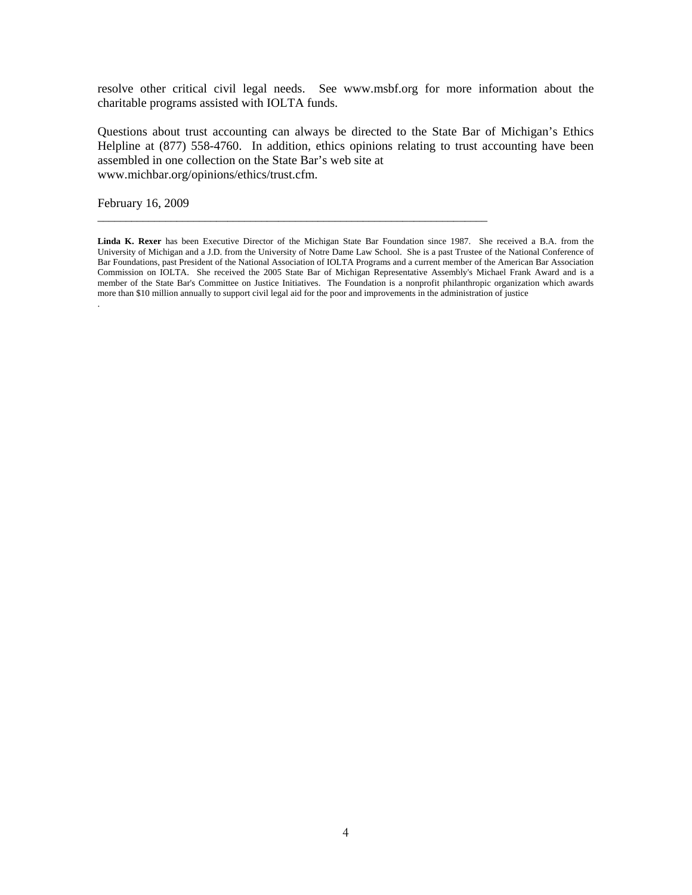resolve other critical civil legal needs. See www.msbf.org for more information about the charitable programs assisted with IOLTA funds.

Questions about trust accounting can always be directed to the State Bar of Michigan's Ethics Helpline at (877) 558-4760. In addition, ethics opinions relating to trust accounting have been assembled in one collection on the State Bar's web site at www.michbar.org/opinions/ethics/trust.cfm.

February 16, 2009

---

**Linda K. Rexer** has been Executive Director of the Michigan State Bar Foundation since 1987. She received a B.A. from the University of Michigan and a J.D. from the University of Notre Dame Law School. She is a past Trustee of the National Conference of Bar Foundations, past President of the National Association of IOLTA Programs and a current member of the American Bar Association Commission on IOLTA. She received the 2005 State Bar of Michigan Representative Assembly's Michael Frank Award and is a member of the State Bar's Committee on Justice Initiatives. The Foundation is a nonprofit philanthropic organization which awards more than $10 million annually to support civil legal aid for the poor and improvements in the administration of justice
.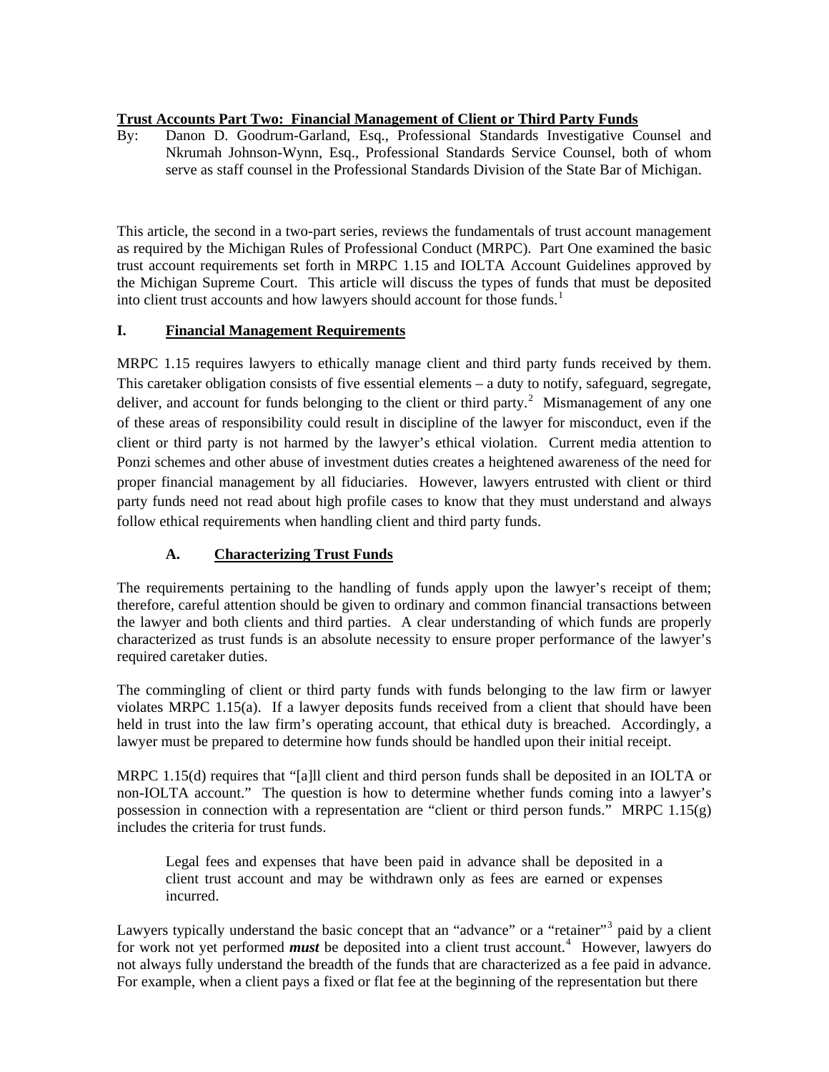**Trust Accounts Part Two: Financial Management of Client or Third Party Funds**

By: Danon D. Goodrum-Garland, Esq., Professional Standards Investigative Counsel and Nkrumah Johnson-Wynn, Esq., Professional Standards Service Counsel, both of whom serve as staff counsel in the Professional Standards Division of the State Bar of Michigan.

This article, the second in a two-part series, reviews the fundamentals of trust account management as required by the Michigan Rules of Professional Conduct (MRPC). Part One examined the basic trust account requirements set forth in MRPC 1.15 and IOLTA Account Guidelines approved by the Michigan Supreme Court. This article will discuss the types of funds that must be deposited into client trust accounts and how lawyers should account for those funds.[1]

## I. Financial Management Requirements

MRPC 1.15 requires lawyers to ethically manage client and third party funds received by them. This caretaker obligation consists of five essential elements – a duty to notify, safeguard, segregate, deliver, and account for funds belonging to the client or third party.[2] Mismanagement of any one of these areas of responsibility could result in discipline of the lawyer for misconduct, even if the client or third party is not harmed by the lawyer's ethical violation. Current media attention to Ponzi schemes and other abuse of investment duties creates a heightened awareness of the need for proper financial management by all fiduciaries. However, lawyers entrusted with client or third party funds need not read about high profile cases to know that they must understand and always follow ethical requirements when handling client and third party funds.

### A. Characterizing Trust Funds

The requirements pertaining to the handling of funds apply upon the lawyer's receipt of them; therefore, careful attention should be given to ordinary and common financial transactions between the lawyer and both clients and third parties. A clear understanding of which funds are properly characterized as trust funds is an absolute necessity to ensure proper performance of the lawyer's required caretaker duties.

The commingling of client or third party funds with funds belonging to the law firm or lawyer violates MRPC 1.15(a). If a lawyer deposits funds received from a client that should have been held in trust into the law firm's operating account, that ethical duty is breached. Accordingly, a lawyer must be prepared to determine how funds should be handled upon their initial receipt.

MRPC 1.15(d) requires that "[a]ll client and third person funds shall be deposited in an IOLTA or non-IOLTA account." The question is how to determine whether funds coming into a lawyer's possession in connection with a representation are "client or third person funds." MRPC 1.15(g) includes the criteria for trust funds.

> Legal fees and expenses that have been paid in advance shall be deposited in a client trust account and may be withdrawn only as fees are earned or expenses incurred.

Lawyers typically understand the basic concept that an "advance" or a "retainer"[3] paid by a client for work not yet performed ***must*** be deposited into a client trust account.[4] However, lawyers do not always fully understand the breadth of the funds that are characterized as a fee paid in advance. For example, when a client pays a fixed or flat fee at the beginning of the representation but there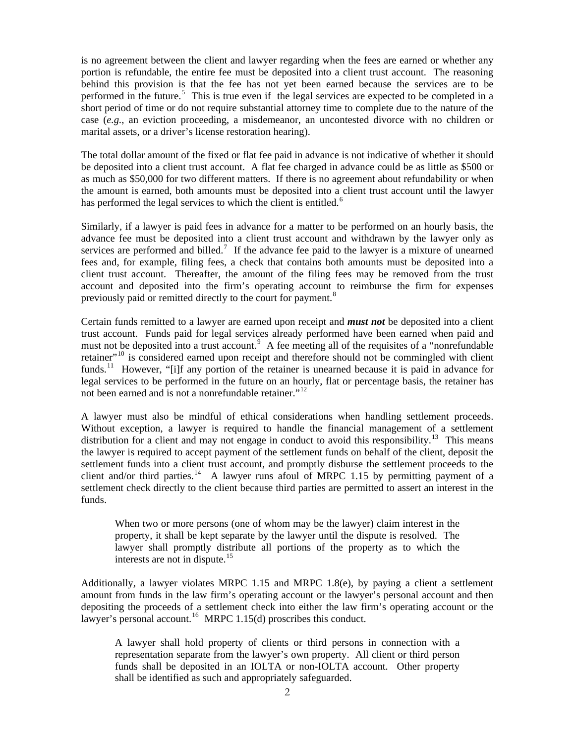is no agreement between the client and lawyer regarding when the fees are earned or whether any portion is refundable, the entire fee must be deposited into a client trust account. The reasoning behind this provision is that the fee has not yet been earned because the services are to be performed in the future.[5] This is true even if the legal services are expected to be completed in a short period of time or do not require substantial attorney time to complete due to the nature of the case (*e.g.*, an eviction proceeding, a misdemeanor, an uncontested divorce with no children or marital assets, or a driver's license restoration hearing).

The total dollar amount of the fixed or flat fee paid in advance is not indicative of whether it should be deposited into a client trust account. A flat fee charged in advance could be as little as $500 or as much as $50,000 for two different matters. If there is no agreement about refundability or when the amount is earned, both amounts must be deposited into a client trust account until the lawyer has performed the legal services to which the client is entitled.[6]

Similarly, if a lawyer is paid fees in advance for a matter to be performed on an hourly basis, the advance fee must be deposited into a client trust account and withdrawn by the lawyer only as services are performed and billed.[7] If the advance fee paid to the lawyer is a mixture of unearned fees and, for example, filing fees, a check that contains both amounts must be deposited into a client trust account. Thereafter, the amount of the filing fees may be removed from the trust account and deposited into the firm's operating account to reimburse the firm for expenses previously paid or remitted directly to the court for payment.[8]

Certain funds remitted to a lawyer are earned upon receipt and ***must not*** be deposited into a client trust account. Funds paid for legal services already performed have been earned when paid and must not be deposited into a trust account.[9] A fee meeting all of the requisites of a "nonrefundable retainer"[10] is considered earned upon receipt and therefore should not be commingled with client funds.[11] However, "[i]f any portion of the retainer is unearned because it is paid in advance for legal services to be performed in the future on an hourly, flat or percentage basis, the retainer has not been earned and is not a nonrefundable retainer."[12]

A lawyer must also be mindful of ethical considerations when handling settlement proceeds. Without exception, a lawyer is required to handle the financial management of a settlement distribution for a client and may not engage in conduct to avoid this responsibility.[13] This means the lawyer is required to accept payment of the settlement funds on behalf of the client, deposit the settlement funds into a client trust account, and promptly disburse the settlement proceeds to the client and/or third parties.[14] A lawyer runs afoul of MRPC 1.15 by permitting payment of a settlement check directly to the client because third parties are permitted to assert an interest in the funds.

> When two or more persons (one of whom may be the lawyer) claim interest in the property, it shall be kept separate by the lawyer until the dispute is resolved. The lawyer shall promptly distribute all portions of the property as to which the interests are not in dispute.[15]

Additionally, a lawyer violates MRPC 1.15 and MRPC 1.8(e), by paying a client a settlement amount from funds in the law firm's operating account or the lawyer's personal account and then depositing the proceeds of a settlement check into either the law firm's operating account or the lawyer's personal account.[16] MRPC 1.15(d) proscribes this conduct.

> A lawyer shall hold property of clients or third persons in connection with a representation separate from the lawyer's own property. All client or third person funds shall be deposited in an IOLTA or non-IOLTA account. Other property shall be identified as such and appropriately safeguarded.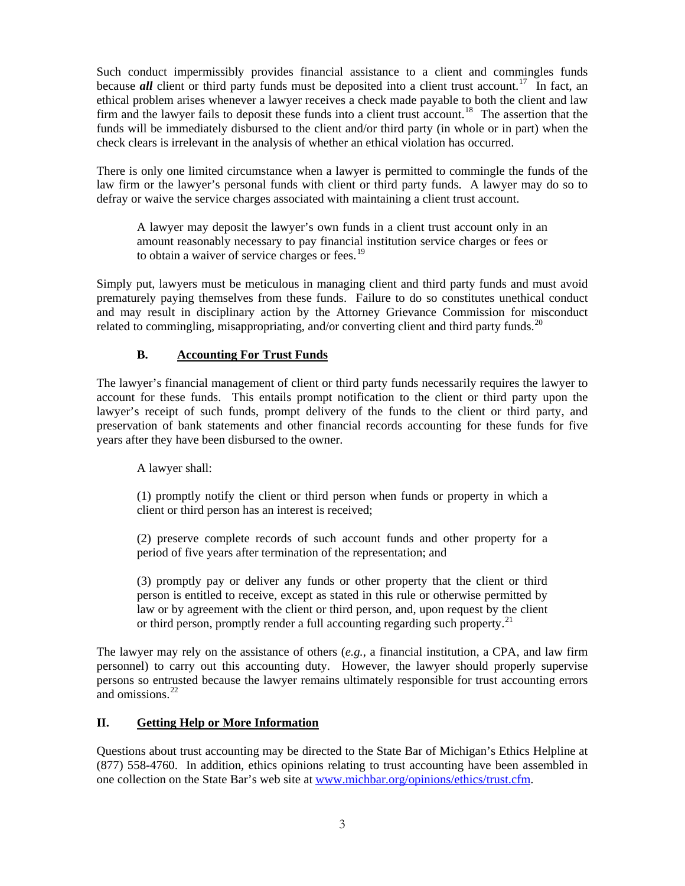Such conduct impermissibly provides financial assistance to a client and commingles funds because ***all*** client or third party funds must be deposited into a client trust account.[17] In fact, an ethical problem arises whenever a lawyer receives a check made payable to both the client and law firm and the lawyer fails to deposit these funds into a client trust account.[18] The assertion that the funds will be immediately disbursed to the client and/or third party (in whole or in part) when the check clears is irrelevant in the analysis of whether an ethical violation has occurred.

There is only one limited circumstance when a lawyer is permitted to commingle the funds of the law firm or the lawyer's personal funds with client or third party funds. A lawyer may do so to defray or waive the service charges associated with maintaining a client trust account.

> A lawyer may deposit the lawyer's own funds in a client trust account only in an amount reasonably necessary to pay financial institution service charges or fees or to obtain a waiver of service charges or fees.[19]

Simply put, lawyers must be meticulous in managing client and third party funds and must avoid prematurely paying themselves from these funds. Failure to do so constitutes unethical conduct and may result in disciplinary action by the Attorney Grievance Commission for misconduct related to commingling, misappropriating, and/or converting client and third party funds.[20]

### B. <u>Accounting For Trust Funds</u>

The lawyer's financial management of client or third party funds necessarily requires the lawyer to account for these funds. This entails prompt notification to the client or third party upon the lawyer's receipt of such funds, prompt delivery of the funds to the client or third party, and preservation of bank statements and other financial records accounting for these funds for five years after they have been disbursed to the owner.

> A lawyer shall:
>
> (1) promptly notify the client or third person when funds or property in which a client or third person has an interest is received;
>
> (2) preserve complete records of such account funds and other property for a period of five years after termination of the representation; and
>
> (3) promptly pay or deliver any funds or other property that the client or third person is entitled to receive, except as stated in this rule or otherwise permitted by law or by agreement with the client or third person, and, upon request by the client or third person, promptly render a full accounting regarding such property.[21]

The lawyer may rely on the assistance of others (*e.g.*, a financial institution, a CPA, and law firm personnel) to carry out this accounting duty. However, the lawyer should properly supervise persons so entrusted because the lawyer remains ultimately responsible for trust accounting errors and omissions.[22]

## II. <u>Getting Help or More Information</u>

Questions about trust accounting may be directed to the State Bar of Michigan's Ethics Helpline at (877) 558-4760. In addition, ethics opinions relating to trust accounting have been assembled in one collection on the State Bar's web site at www.michbar.org/opinions/ethics/trust.cfm.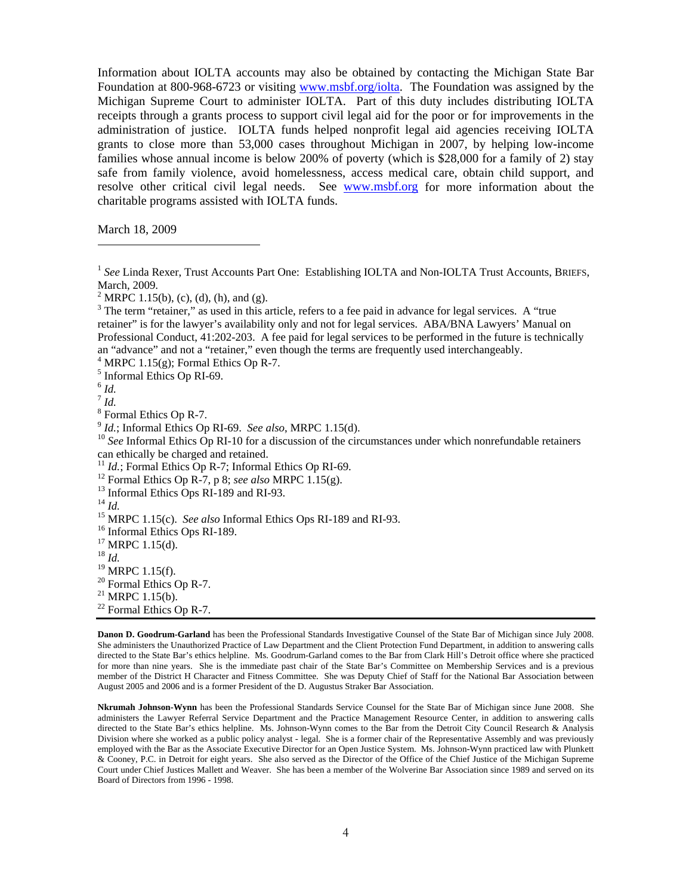Information about IOLTA accounts may also be obtained by contacting the Michigan State Bar Foundation at 800-968-6723 or visiting www.msbf.org/iolta. The Foundation was assigned by the Michigan Supreme Court to administer IOLTA. Part of this duty includes distributing IOLTA receipts through a grants process to support civil legal aid for the poor or for improvements in the administration of justice. IOLTA funds helped nonprofit legal aid agencies receiving IOLTA grants to close more than 53,000 cases throughout Michigan in 2007, by helping low-income families whose annual income is below 200% of poverty (which is $28,000 for a family of 2) stay safe from family violence, avoid homelessness, access medical care, obtain child support, and resolve other critical civil legal needs. See www.msbf.org for more information about the charitable programs assisted with IOLTA funds.

March 18, 2009

---

[1] *See* Linda Rexer, Trust Accounts Part One: Establishing IOLTA and Non-IOLTA Trust Accounts, BRIEFS, March, 2009.

[2] MRPC 1.15(b), (c), (d), (h), and (g).

[3] The term "retainer," as used in this article, refers to a fee paid in advance for legal services. A "true retainer" is for the lawyer's availability only and not for legal services. ABA/BNA Lawyers' Manual on Professional Conduct, 41:202-203. A fee paid for legal services to be performed in the future is technically an "advance" and not a "retainer," even though the terms are frequently used interchangeably.

[4] MRPC 1.15(g); Formal Ethics Op R-7.

[5] Informal Ethics Op RI-69.

[6] *Id.*

[7] *Id.*

[8] Formal Ethics Op R-7.

[9] *Id.*; Informal Ethics Op RI-69. *See also*, MRPC 1.15(d).

[10] *See* Informal Ethics Op RI-10 for a discussion of the circumstances under which nonrefundable retainers can ethically be charged and retained.

[11] *Id.*; Formal Ethics Op R-7; Informal Ethics Op RI-69.

[12] Formal Ethics Op R-7, p 8; *see also* MRPC 1.15(g).

[13] Informal Ethics Ops RI-189 and RI-93.

[14] *Id.*

[15] MRPC 1.15(c). *See also* Informal Ethics Ops RI-189 and RI-93.

[16] Informal Ethics Ops RI-189.

[17] MRPC 1.15(d).

[18] *Id.*

[19] MRPC 1.15(f).

[20] Formal Ethics Op R-7.

[21] MRPC 1.15(b).

[22] Formal Ethics Op R-7.

---

**Danon D. Goodrum-Garland** has been the Professional Standards Investigative Counsel of the State Bar of Michigan since July 2008. She administers the Unauthorized Practice of Law Department and the Client Protection Fund Department, in addition to answering calls directed to the State Bar's ethics helpline. Ms. Goodrum-Garland comes to the Bar from Clark Hill's Detroit office where she practiced for more than nine years. She is the immediate past chair of the State Bar's Committee on Membership Services and is a previous member of the District H Character and Fitness Committee. She was Deputy Chief of Staff for the National Bar Association between August 2005 and 2006 and is a former President of the D. Augustus Straker Bar Association.

**Nkrumah Johnson-Wynn** has been the Professional Standards Service Counsel for the State Bar of Michigan since June 2008. She administers the Lawyer Referral Service Department and the Practice Management Resource Center, in addition to answering calls directed to the State Bar's ethics helpline. Ms. Johnson-Wynn comes to the Bar from the Detroit City Council Research & Analysis Division where she worked as a public policy analyst - legal. She is a former chair of the Representative Assembly and was previously employed with the Bar as the Associate Executive Director for an Open Justice System. Ms. Johnson-Wynn practiced law with Plunkett & Cooney, P.C. in Detroit for eight years. She also served as the Director of the Office of the Chief Justice of the Michigan Supreme Court under Chief Justices Mallett and Weaver. She has been a member of the Wolverine Bar Association since 1989 and served on its Board of Directors from 1996 - 1998.